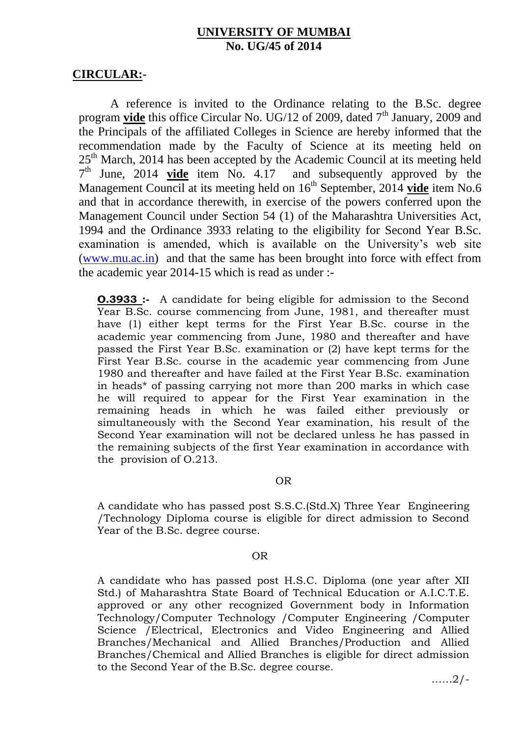**UNIVERSITY OF MUMBAI**
**No. UG/45 of 2014**

**CIRCULAR:-**

A reference is invited to the Ordinance relating to the B.Sc. degree program **vide** this office Circular No. UG/12 of 2009, dated 7th January, 2009 and the Principals of the affiliated Colleges in Science are hereby informed that the recommendation made by the Faculty of Science at its meeting held on 25th March, 2014 has been accepted by the Academic Council at its meeting held 7th June, 2014 **vide** item No. 4.17 and subsequently approved by the Management Council at its meeting held on 16th September, 2014 **vide** item No.6 and that in accordance therewith, in exercise of the powers conferred upon the Management Council under Section 54 (1) of the Maharashtra Universities Act, 1994 and the Ordinance 3933 relating to the eligibility for Second Year B.Sc. examination is amended, which is available on the University's web site (www.mu.ac.in) and that the same has been brought into force with effect from the academic year 2014-15 which is read as under :-

> **O.3933 :-** A candidate for being eligible for admission to the Second Year B.Sc. course commencing from June, 1981, and thereafter must have (1) either kept terms for the First Year B.Sc. course in the academic year commencing from June, 1980 and thereafter and have passed the First Year B.Sc. examination or (2) have kept terms for the First Year B.Sc. course in the academic year commencing from June 1980 and thereafter and have failed at the First Year B.Sc. examination in heads* of passing carrying not more than 200 marks in which case he will required to appear for the First Year examination in the remaining heads in which he was failed either previously or simultaneously with the Second Year examination, his result of the Second Year examination will not be declared unless he has passed in the remaining subjects of the first Year examination in accordance with the provision of O.213.
>
> OR
>
> A candidate who has passed post S.S.C.(Std.X) Three Year Engineering /Technology Diploma course is eligible for direct admission to Second Year of the B.Sc. degree course.
>
> OR
>
> A candidate who has passed post H.S.C. Diploma (one year after XII Std.) of Maharashtra State Board of Technical Education or A.I.C.T.E. approved or any other recognized Government body in Information Technology/Computer Technology /Computer Engineering /Computer Science /Electrical, Electronics and Video Engineering and Allied Branches/Mechanical and Allied Branches/Production and Allied Branches/Chemical and Allied Branches is eligible for direct admission to the Second Year of the B.Sc. degree course.

……2/-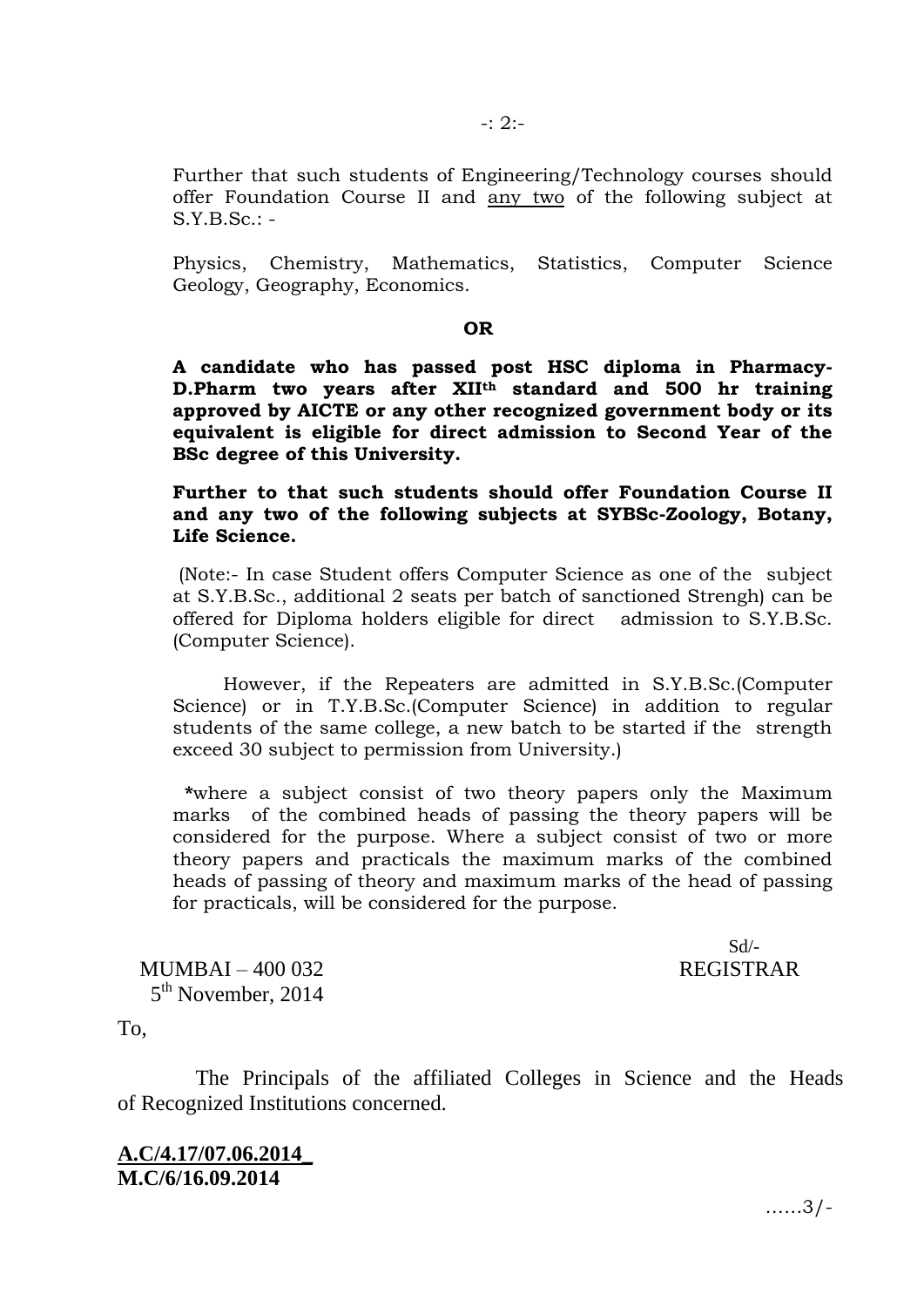Further that such students of Engineering/Technology courses should offer Foundation Course II and <u>any two</u> of the following subject at S.Y.B.Sc.: -

Physics, Chemistry, Mathematics, Statistics, Computer Science Geology, Geography, Economics.

**OR**

**A candidate who has passed post HSC diploma in Pharmacy-D.Pharm two years after XII<sup>th</sup> standard and 500 hr training approved by AICTE or any other recognized government body or its equivalent is eligible for direct admission to Second Year of the BSc degree of this University.**

**Further to that such students should offer Foundation Course II and any two of the following subjects at SYBSc-Zoology, Botany, Life Science.**

(Note:- In case Student offers Computer Science as one of the subject at S.Y.B.Sc., additional 2 seats per batch of sanctioned Strengh) can be offered for Diploma holders eligible for direct admission to S.Y.B.Sc. (Computer Science).

However, if the Repeaters are admitted in S.Y.B.Sc.(Computer Science) or in T.Y.B.Sc.(Computer Science) in addition to regular students of the same college, a new batch to be started if the strength exceed 30 subject to permission from University.)

*where a subject consist of two theory papers only the Maximum marks of the combined heads of passing the theory papers will be considered for the purpose. Where a subject consist of two or more theory papers and practicals the maximum marks of the combined heads of passing of theory and maximum marks of the head of passing for practicals, will be considered for the purpose.

Sd/-
REGISTRAR

MUMBAI – 400 032
5th November, 2014

To,

The Principals of the affiliated Colleges in Science and the Heads of Recognized Institutions concerned.

**<u>A.C/4.17/07.06.2014_</u>**
**M.C/6/16.09.2014**

……3/-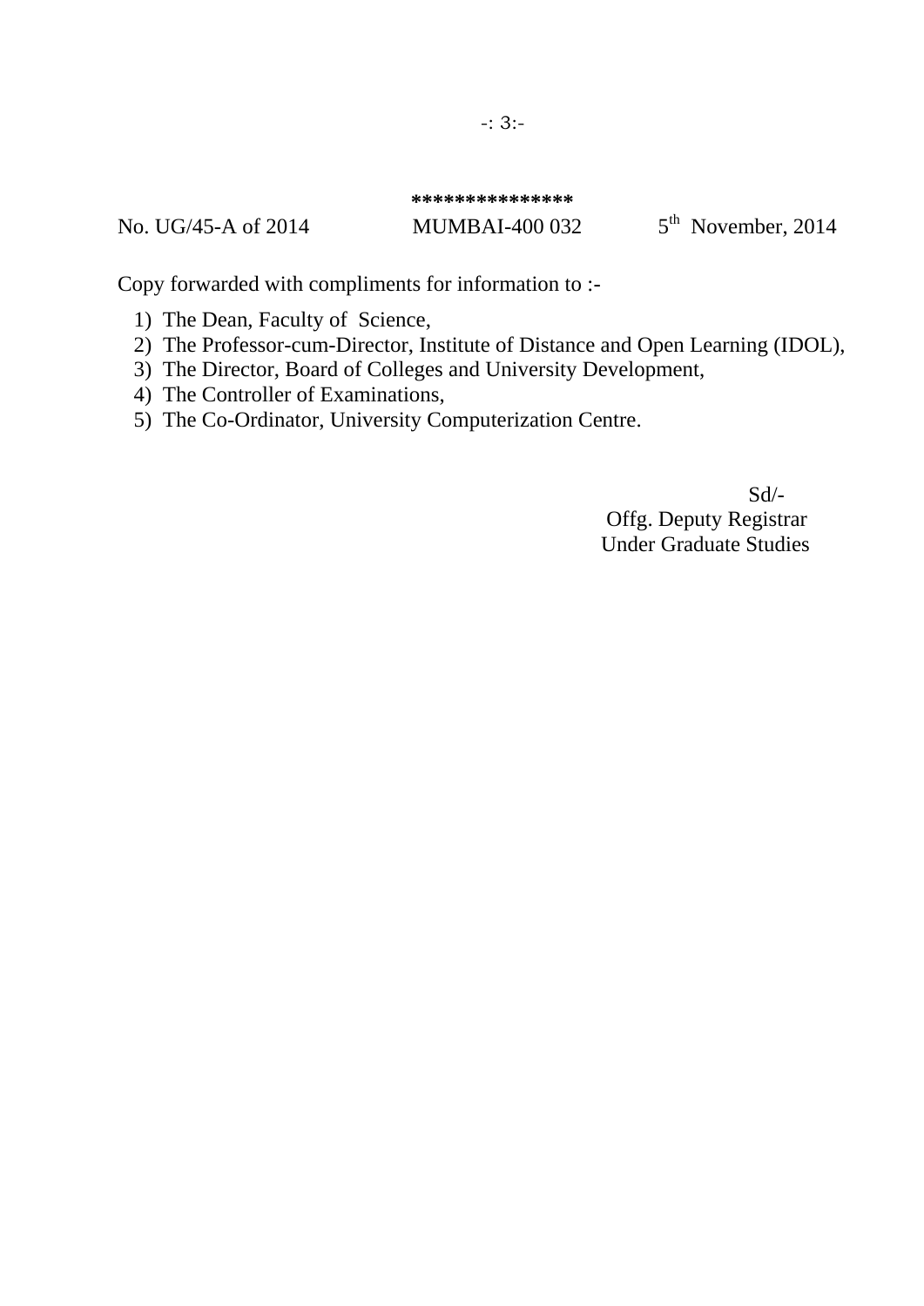***************

No. UG/45-A of 2014 MUMBAI-400 032 5th November, 2014

Copy forwarded with compliments for information to :-

1) The Dean, Faculty of Science,
2) The Professor-cum-Director, Institute of Distance and Open Learning (IDOL),
3) The Director, Board of Colleges and University Development,
4) The Controller of Examinations,
5) The Co-Ordinator, University Computerization Centre.

Sd/-
Offg. Deputy Registrar
Under Graduate Studies